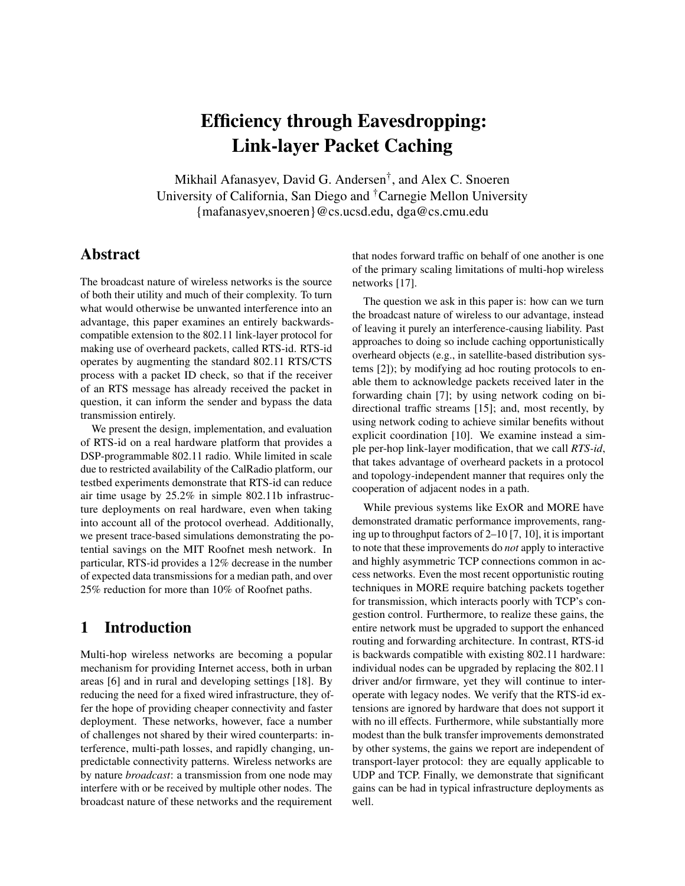# Efficiency through Eavesdropping: Link-layer Packet Caching

Mikhail Afanasyev, David G. Andersen[†], and Alex C. Snoeren
University of California, San Diego and [†]Carnegie Mellon University
{mafanasyev,snoeren}@cs.ucsd.edu, dga@cs.cmu.edu

## Abstract

The broadcast nature of wireless networks is the source of both their utility and much of their complexity. To turn what would otherwise be unwanted interference into an advantage, this paper examines an entirely backwards-compatible extension to the 802.11 link-layer protocol for making use of overheard packets, called RTS-id. RTS-id operates by augmenting the standard 802.11 RTS/CTS process with a packet ID check, so that if the receiver of an RTS message has already received the packet in question, it can inform the sender and bypass the data transmission entirely.

We present the design, implementation, and evaluation of RTS-id on a real hardware platform that provides a DSP-programmable 802.11 radio. While limited in scale due to restricted availability of the CalRadio platform, our testbed experiments demonstrate that RTS-id can reduce air time usage by 25.2% in simple 802.11b infrastructure deployments on real hardware, even when taking into account all of the protocol overhead. Additionally, we present trace-based simulations demonstrating the potential savings on the MIT Roofnet mesh network. In particular, RTS-id provides a 12% decrease in the number of expected data transmissions for a median path, and over 25% reduction for more than 10% of Roofnet paths.

## 1 Introduction

Multi-hop wireless networks are becoming a popular mechanism for providing Internet access, both in urban areas [6] and in rural and developing settings [18]. By reducing the need for a fixed wired infrastructure, they offer the hope of providing cheaper connectivity and faster deployment. These networks, however, face a number of challenges not shared by their wired counterparts: interference, multi-path losses, and rapidly changing, unpredictable connectivity patterns. Wireless networks are by nature *broadcast*: a transmission from one node may interfere with or be received by multiple other nodes. The broadcast nature of these networks and the requirement that nodes forward traffic on behalf of one another is one of the primary scaling limitations of multi-hop wireless networks [17].

The question we ask in this paper is: how can we turn the broadcast nature of wireless to our advantage, instead of leaving it purely an interference-causing liability. Past approaches to doing so include caching opportunistically overheard objects (e.g., in satellite-based distribution systems [2]); by modifying ad hoc routing protocols to enable them to acknowledge packets received later in the forwarding chain [7]; by using network coding on bi-directional traffic streams [15]; and, most recently, by using network coding to achieve similar benefits without explicit coordination [10]. We examine instead a simple per-hop link-layer modification, that we call *RTS-id*, that takes advantage of overheard packets in a protocol and topology-independent manner that requires only the cooperation of adjacent nodes in a path.

While previous systems like ExOR and MORE have demonstrated dramatic performance improvements, ranging up to throughput factors of 2–10 [7, 10], it is important to note that these improvements do *not* apply to interactive and highly asymmetric TCP connections common in access networks. Even the most recent opportunistic routing techniques in MORE require batching packets together for transmission, which interacts poorly with TCP's congestion control. Furthermore, to realize these gains, the entire network must be upgraded to support the enhanced routing and forwarding architecture. In contrast, RTS-id is backwards compatible with existing 802.11 hardware: individual nodes can be upgraded by replacing the 802.11 driver and/or firmware, yet they will continue to interoperate with legacy nodes. We verify that the RTS-id extensions are ignored by hardware that does not support it with no ill effects. Furthermore, while substantially more modest than the bulk transfer improvements demonstrated by other systems, the gains we report are independent of transport-layer protocol: they are equally applicable to UDP and TCP. Finally, we demonstrate that significant gains can be had in typical infrastructure deployments as well.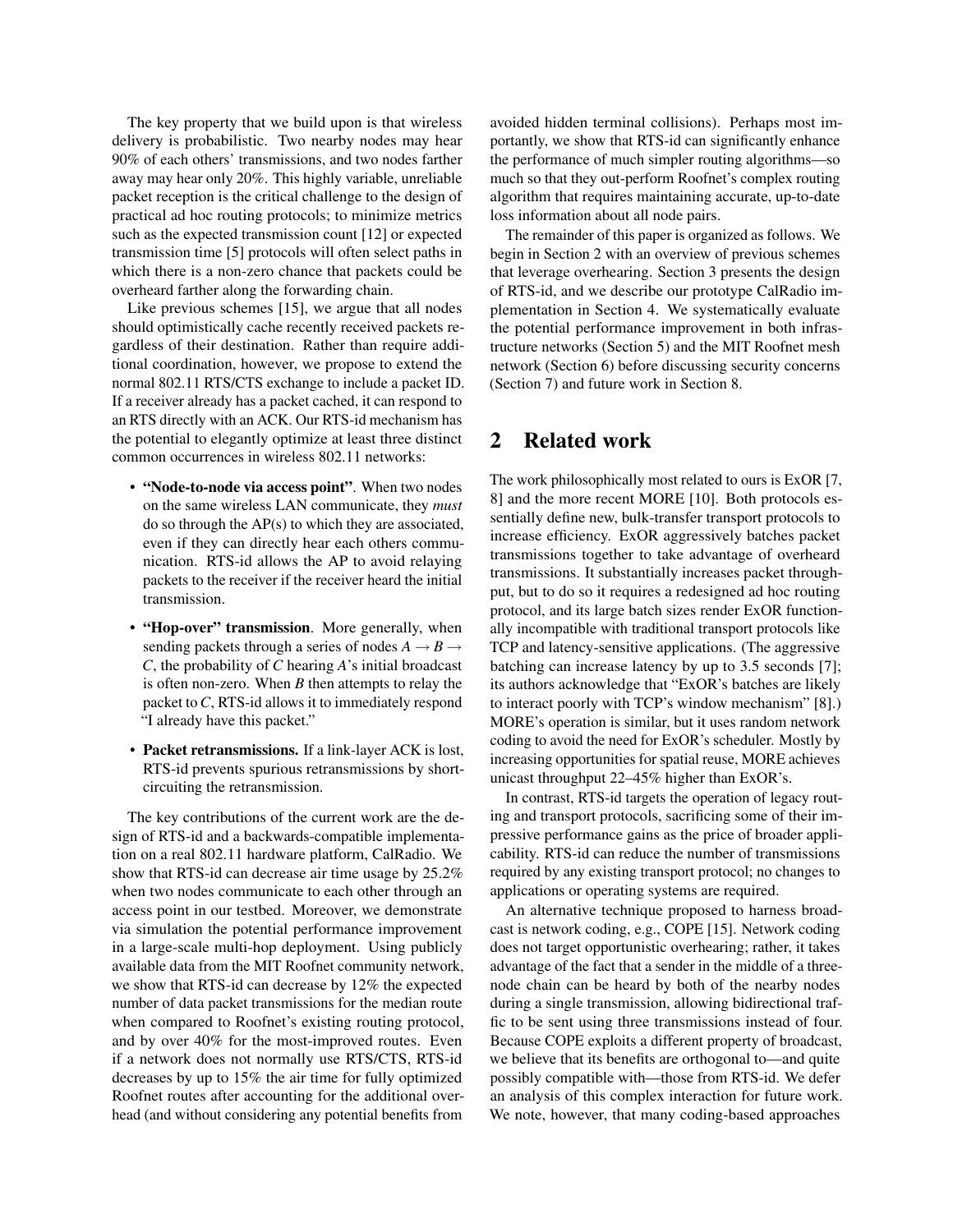The key property that we build upon is that wireless delivery is probabilistic. Two nearby nodes may hear 90% of each others' transmissions, and two nodes farther away may hear only 20%. This highly variable, unreliable packet reception is the critical challenge to the design of practical ad hoc routing protocols; to minimize metrics such as the expected transmission count [12] or expected transmission time [5] protocols will often select paths in which there is a non-zero chance that packets could be overheard farther along the forwarding chain.

Like previous schemes [15], we argue that all nodes should optimistically cache recently received packets regardless of their destination. Rather than require additional coordination, however, we propose to extend the normal 802.11 RTS/CTS exchange to include a packet ID. If a receiver already has a packet cached, it can respond to an RTS directly with an ACK. Our RTS-id mechanism has the potential to elegantly optimize at least three distinct common occurrences in wireless 802.11 networks:

- **"Node-to-node via access point"**. When two nodes on the same wireless LAN communicate, they *must* do so through the AP(s) to which they are associated, even if they can directly hear each others communication. RTS-id allows the AP to avoid relaying packets to the receiver if the receiver heard the initial transmission.
- **"Hop-over" transmission**. More generally, when sending packets through a series of nodes $A \rightarrow B \rightarrow C$, the probability of $C$ hearing $A$'s initial broadcast is often non-zero. When $B$ then attempts to relay the packet to $C$, RTS-id allows it to immediately respond "I already have this packet."
- **Packet retransmissions.** If a link-layer ACK is lost, RTS-id prevents spurious retransmissions by short-circuiting the retransmission.

The key contributions of the current work are the design of RTS-id and a backwards-compatible implementation on a real 802.11 hardware platform, CalRadio. We show that RTS-id can decrease air time usage by 25.2% when two nodes communicate to each other through an access point in our testbed. Moreover, we demonstrate via simulation the potential performance improvement in a large-scale multi-hop deployment. Using publicly available data from the MIT Roofnet community network, we show that RTS-id can decrease by 12% the expected number of data packet transmissions for the median route when compared to Roofnet's existing routing protocol, and by over 40% for the most-improved routes. Even if a network does not normally use RTS/CTS, RTS-id decreases by up to 15% the air time for fully optimized Roofnet routes after accounting for the additional overhead (and without considering any potential benefits from avoided hidden terminal collisions). Perhaps most importantly, we show that RTS-id can significantly enhance the performance of much simpler routing algorithms—so much so that they out-perform Roofnet's complex routing algorithm that requires maintaining accurate, up-to-date loss information about all node pairs.

The remainder of this paper is organized as follows. We begin in Section 2 with an overview of previous schemes that leverage overhearing. Section 3 presents the design of RTS-id, and we describe our prototype CalRadio implementation in Section 4. We systematically evaluate the potential performance improvement in both infrastructure networks (Section 5) and the MIT Roofnet mesh network (Section 6) before discussing security concerns (Section 7) and future work in Section 8.

## 2 Related work

The work philosophically most related to ours is ExOR [7, 8] and the more recent MORE [10]. Both protocols essentially define new, bulk-transfer transport protocols to increase efficiency. ExOR aggressively batches packet transmissions together to take advantage of overheard transmissions. It substantially increases packet throughput, but to do so it requires a redesigned ad hoc routing protocol, and its large batch sizes render ExOR functionally incompatible with traditional transport protocols like TCP and latency-sensitive applications. (The aggressive batching can increase latency by up to 3.5 seconds [7]; its authors acknowledge that "ExOR's batches are likely to interact poorly with TCP's window mechanism" [8].) MORE's operation is similar, but it uses random network coding to avoid the need for ExOR's scheduler. Mostly by increasing opportunities for spatial reuse, MORE achieves unicast throughput 22–45% higher than ExOR's.

In contrast, RTS-id targets the operation of legacy routing and transport protocols, sacrificing some of their impressive performance gains as the price of broader applicability. RTS-id can reduce the number of transmissions required by any existing transport protocol; no changes to applications or operating systems are required.

An alternative technique proposed to harness broadcast is network coding, e.g., COPE [15]. Network coding does not target opportunistic overhearing; rather, it takes advantage of the fact that a sender in the middle of a three-node chain can be heard by both of the nearby nodes during a single transmission, allowing bidirectional traffic to be sent using three transmissions instead of four. Because COPE exploits a different property of broadcast, we believe that its benefits are orthogonal to—and quite possibly compatible with—those from RTS-id. We defer an analysis of this complex interaction for future work. We note, however, that many coding-based approaches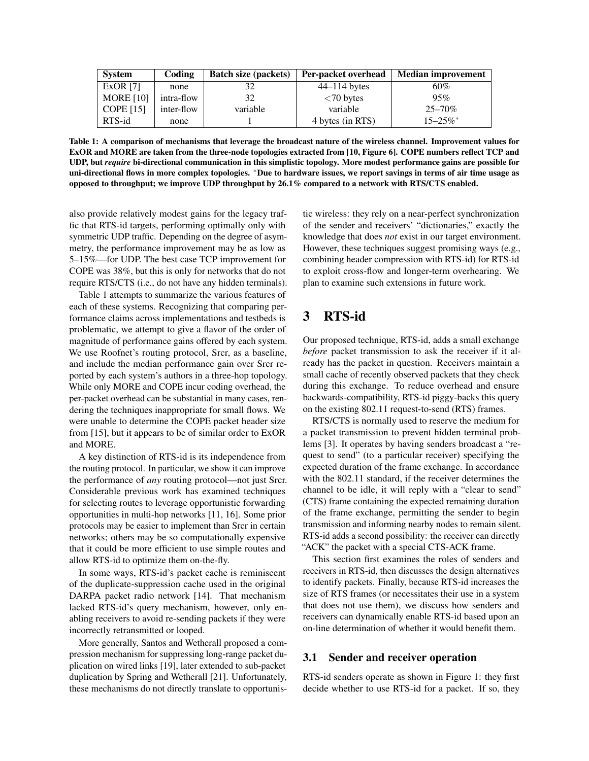| System | Coding | Batch size (packets) | Per-packet overhead | Median improvement |
|---|---|---|---|---|
| ExOR [7] | none | 32 | 44–114 bytes | 60% |
| MORE [10] | intra-flow | 32 | <70 bytes | 95% |
| COPE [15] | inter-flow | variable | variable | 25–70% |
| RTS-id | none | 1 | 4 bytes (in RTS) | 15–25%* |

**Table 1: A comparison of mechanisms that leverage the broadcast nature of the wireless channel. Improvement values for ExOR and MORE are taken from the three-node topologies extracted from [10, Figure 6]. COPE numbers reflect TCP and UDP, but *require* bi-directional communication in this simplistic topology. More modest performance gains are possible for uni-directional flows in more complex topologies. *Due to hardware issues, we report savings in terms of air time usage as opposed to throughput; we improve UDP throughput by 26.1% compared to a network with RTS/CTS enabled.**

also provide relatively modest gains for the legacy traffic that RTS-id targets, performing optimally only with symmetric UDP traffic. Depending on the degree of asymmetry, the performance improvement may be as low as 5–15%—for UDP. The best case TCP improvement for COPE was 38%, but this is only for networks that do not require RTS/CTS (i.e., do not have any hidden terminals).

Table 1 attempts to summarize the various features of each of these systems. Recognizing that comparing performance claims across implementations and testbeds is problematic, we attempt to give a flavor of the order of magnitude of performance gains offered by each system. We use Roofnet's routing protocol, Srcr, as a baseline, and include the median performance gain over Srcr reported by each system's authors in a three-hop topology. While only MORE and COPE incur coding overhead, the per-packet overhead can be substantial in many cases, rendering the techniques inappropriate for small flows. We were unable to determine the COPE packet header size from [15], but it appears to be of similar order to ExOR and MORE.

A key distinction of RTS-id is its independence from the routing protocol. In particular, we show it can improve the performance of *any* routing protocol—not just Srcr. Considerable previous work has examined techniques for selecting routes to leverage opportunistic forwarding opportunities in multi-hop networks [11, 16]. Some prior protocols may be easier to implement than Srcr in certain networks; others may be so computationally expensive that it could be more efficient to use simple routes and allow RTS-id to optimize them on-the-fly.

In some ways, RTS-id's packet cache is reminiscent of the duplicate-suppression cache used in the original DARPA packet radio network [14]. That mechanism lacked RTS-id's query mechanism, however, only enabling receivers to avoid re-sending packets if they were incorrectly retransmitted or looped.

More generally, Santos and Wetherall proposed a compression mechanism for suppressing long-range packet duplication on wired links [19], later extended to sub-packet duplication by Spring and Wetherall [21]. Unfortunately, these mechanisms do not directly translate to opportunistic wireless: they rely on a near-perfect synchronization of the sender and receivers' "dictionaries," exactly the knowledge that does *not* exist in our target environment. However, these techniques suggest promising ways (e.g., combining header compression with RTS-id) for RTS-id to exploit cross-flow and longer-term overhearing. We plan to examine such extensions in future work.

# 3 RTS-id

Our proposed technique, RTS-id, adds a small exchange *before* packet transmission to ask the receiver if it already has the packet in question. Receivers maintain a small cache of recently observed packets that they check during this exchange. To reduce overhead and ensure backwards-compatibility, RTS-id piggy-backs this query on the existing 802.11 request-to-send (RTS) frames.

RTS/CTS is normally used to reserve the medium for a packet transmission to prevent hidden terminal problems [3]. It operates by having senders broadcast a "request to send" (to a particular receiver) specifying the expected duration of the frame exchange. In accordance with the 802.11 standard, if the receiver determines the channel to be idle, it will reply with a "clear to send" (CTS) frame containing the expected remaining duration of the frame exchange, permitting the sender to begin transmission and informing nearby nodes to remain silent. RTS-id adds a second possibility: the receiver can directly "ACK" the packet with a special CTS-ACK frame.

This section first examines the roles of senders and receivers in RTS-id, then discusses the design alternatives to identify packets. Finally, because RTS-id increases the size of RTS frames (or necessitates their use in a system that does not use them), we discuss how senders and receivers can dynamically enable RTS-id based upon an on-line determination of whether it would benefit them.

## 3.1 Sender and receiver operation

RTS-id senders operate as shown in Figure 1: they first decide whether to use RTS-id for a packet. If so, they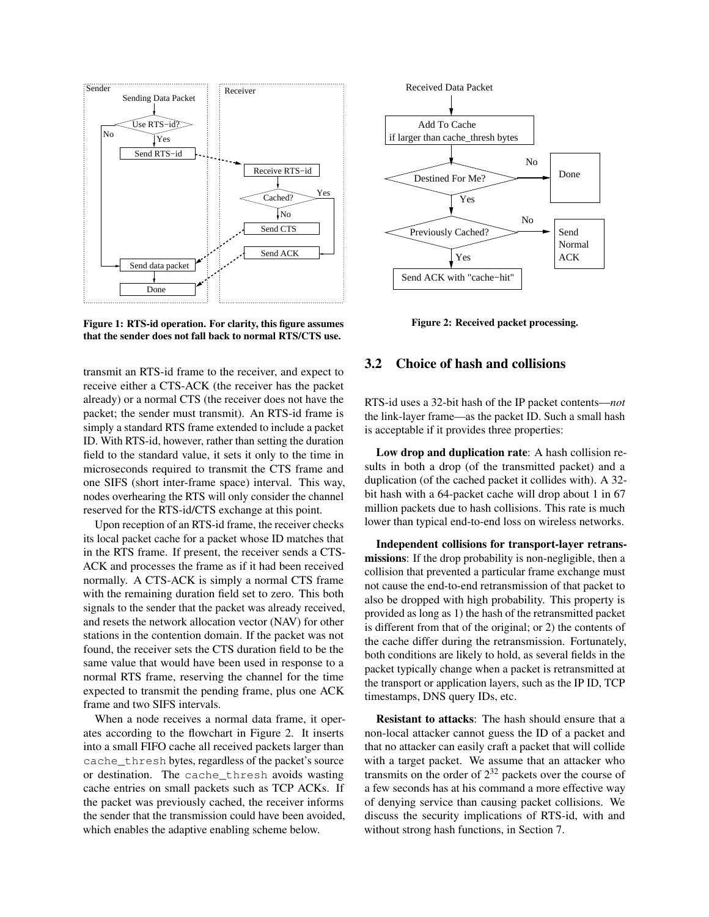Figure 1: RTS-id operation. For clarity, this figure assumes that the sender does not fall back to normal RTS/CTS use.

Figure 2: Received packet processing.

transmit an RTS-id frame to the receiver, and expect to receive either a CTS-ACK (the receiver has the packet already) or a normal CTS (the receiver does not have the packet; the sender must transmit). An RTS-id frame is simply a standard RTS frame extended to include a packet ID. With RTS-id, however, rather than setting the duration field to the standard value, it sets it only to the time in microseconds required to transmit the CTS frame and one SIFS (short inter-frame space) interval. This way, nodes overhearing the RTS will only consider the channel reserved for the RTS-id/CTS exchange at this point.

Upon reception of an RTS-id frame, the receiver checks its local packet cache for a packet whose ID matches that in the RTS frame. If present, the receiver sends a CTS-ACK and processes the frame as if it had been received normally. A CTS-ACK is simply a normal CTS frame with the remaining duration field set to zero. This both signals to the sender that the packet was already received, and resets the network allocation vector (NAV) for other stations in the contention domain. If the packet was not found, the receiver sets the CTS duration field to be the same value that would have been used in response to a normal RTS frame, reserving the channel for the time expected to transmit the pending frame, plus one ACK frame and two SIFS intervals.

When a node receives a normal data frame, it operates according to the flowchart in Figure 2. It inserts into a small FIFO cache all received packets larger than `cache_thresh` bytes, regardless of the packet's source or destination. The `cache_thresh` avoids wasting cache entries on small packets such as TCP ACKs. If the packet was previously cached, the receiver informs the sender that the transmission could have been avoided, which enables the adaptive enabling scheme below.

## 3.2 Choice of hash and collisions

RTS-id uses a 32-bit hash of the IP packet contents—*not* the link-layer frame—as the packet ID. Such a small hash is acceptable if it provides three properties:

**Low drop and duplication rate**: A hash collision results in both a drop (of the transmitted packet) and a duplication (of the cached packet it collides with). A 32-bit hash with a 64-packet cache will drop about 1 in 67 million packets due to hash collisions. This rate is much lower than typical end-to-end loss on wireless networks.

**Independent collisions for transport-layer retransmissions**: If the drop probability is non-negligible, then a collision that prevented a particular frame exchange must not cause the end-to-end retransmission of that packet to also be dropped with high probability. This property is provided as long as 1) the hash of the retransmitted packet is different from that of the original; or 2) the contents of the cache differ during the retransmission. Fortunately, both conditions are likely to hold, as several fields in the packet typically change when a packet is retransmitted at the transport or application layers, such as the IP ID, TCP timestamps, DNS query IDs, etc.

**Resistant to attacks**: The hash should ensure that a non-local attacker cannot guess the ID of a packet and that no attacker can easily craft a packet that will collide with a target packet. We assume that an attacker who transmits on the order of $2^{32}$ packets over the course of a few seconds has at his command a more effective way of denying service than causing packet collisions. We discuss the security implications of RTS-id, with and without strong hash functions, in Section 7.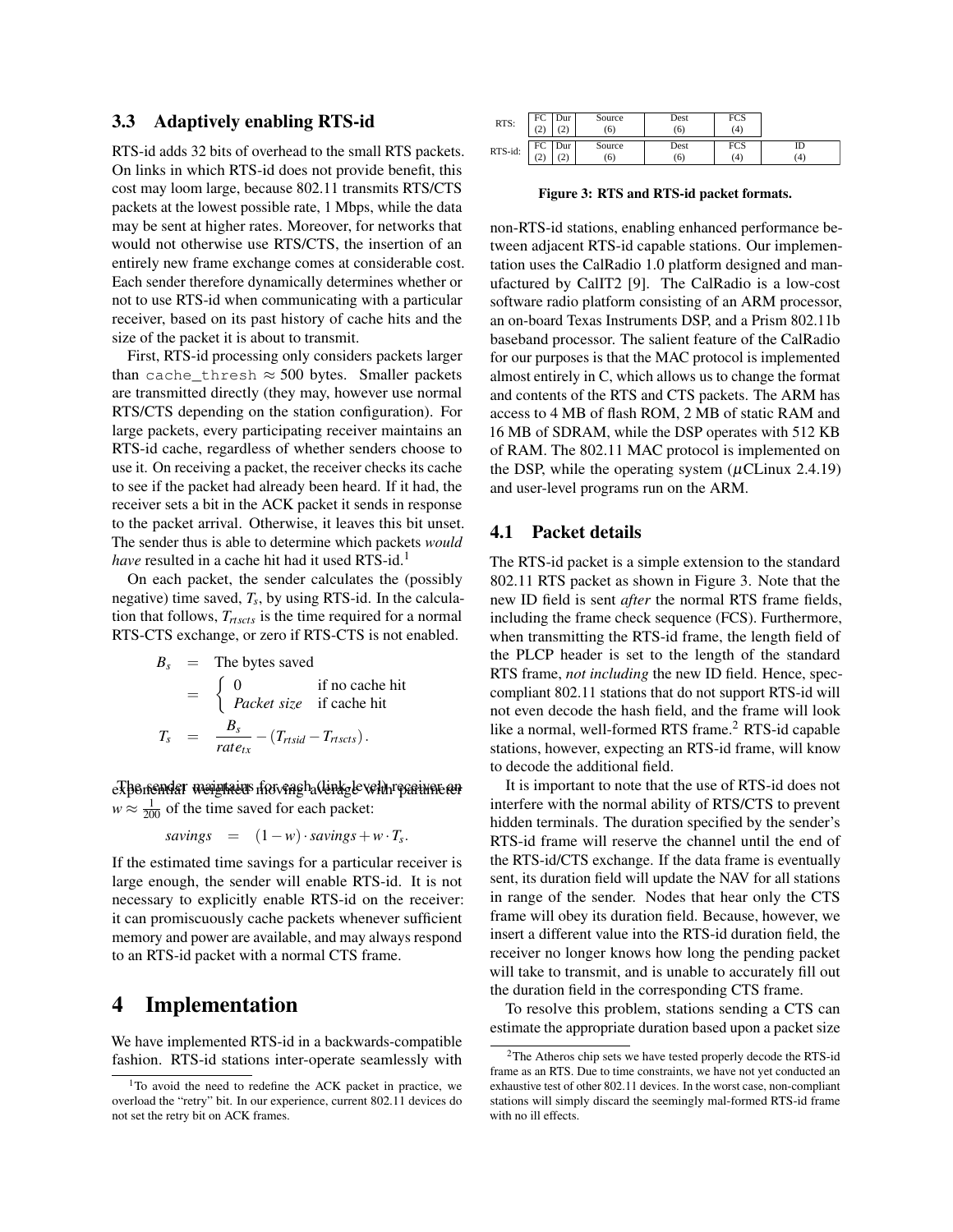### 3.3 Adaptively enabling RTS-id

RTS-id adds 32 bits of overhead to the small RTS packets. On links in which RTS-id does not provide benefit, this cost may loom large, because 802.11 transmits RTS/CTS packets at the lowest possible rate, 1 Mbps, while the data may be sent at higher rates. Moreover, for networks that would not otherwise use RTS/CTS, the insertion of an entirely new frame exchange comes at considerable cost. Each sender therefore dynamically determines whether or not to use RTS-id when communicating with a particular receiver, based on its past history of cache hits and the size of the packet it is about to transmit.

First, RTS-id processing only considers packets larger than `cache_thresh` $\approx 500$ bytes. Smaller packets are transmitted directly (they may, however use normal RTS/CTS depending on the station configuration). For large packets, every participating receiver maintains an RTS-id cache, regardless of whether senders choose to use it. On receiving a packet, the receiver checks its cache to see if the packet had already been heard. If it had, the receiver sets a bit in the ACK packet it sends in response to the packet arrival. Otherwise, it leaves this bit unset. The sender thus is able to determine which packets *would have* resulted in a cache hit had it used RTS-id.[1]

On each packet, the sender calculates the (possibly negative) time saved, $T_s$, by using RTS-id. In the calculation that follows, $T_{rtscts}$ is the time required for a normal RTS-CTS exchange, or zero if RTS-CTS is not enabled.

$$
\begin{aligned}
B_s &= \text{The bytes saved} \\
&= \begin{cases} 0 & \text{if no cache hit} \\ \textit{Packet size} & \text{if cache hit} \end{cases} \\
T_s &= \frac{B_s}{rate_{tx}} - (T_{rtsid} - T_{rtscts}).
\end{aligned}
$$

The sender maintains for each (link-level) receiver an exponential weighted moving average with parameter $w \approx \frac{1}{200}$ of the time saved for each packet:

$$savings = (1-w) \cdot savings + w \cdot T_s.$$

If the estimated time savings for a particular receiver is large enough, the sender will enable RTS-id. It is not necessary to explicitly enable RTS-id on the receiver: it can promiscuously cache packets whenever sufficient memory and power are available, and may always respond to an RTS-id packet with a normal CTS frame.

# 4 Implementation

We have implemented RTS-id in a backwards-compatible fashion. RTS-id stations inter-operate seamlessly with non-RTS-id stations, enabling enhanced performance between adjacent RTS-id capable stations. Our implementation uses the CalRadio 1.0 platform designed and manufactured by CalIT2 [9]. The CalRadio is a low-cost software radio platform consisting of an ARM processor, an on-board Texas Instruments DSP, and a Prism 802.11b baseband processor. The salient feature of the CalRadio for our purposes is that the MAC protocol is implemented almost entirely in C, which allows us to change the format and contents of the RTS and CTS packets. The ARM has access to 4 MB of flash ROM, 2 MB of static RAM and 16 MB of SDRAM, while the DSP operates with 512 KB of RAM. The 802.11 MAC protocol is implemented on the DSP, while the operating system ($\mu$CLinux 2.4.19) and user-level programs run on the ARM.

| | FC (2) | Dur (2) | Source (6) | Dest (6) | FCS (4) | |
|---|---|---|---|---|---|---|
| RTS: | FC (2) | Dur (2) | Source (6) | Dest (6) | FCS (4) | |
| RTS-id: | FC (2) | Dur (2) | Source (6) | Dest (6) | FCS (4) | ID (4) |

**Figure 3: RTS and RTS-id packet formats.**

## 4.1 Packet details

The RTS-id packet is a simple extension to the standard 802.11 RTS packet as shown in Figure 3. Note that the new ID field is sent *after* the normal RTS frame fields, including the frame check sequence (FCS). Furthermore, when transmitting the RTS-id frame, the length field of the PLCP header is set to the length of the standard RTS frame, *not including* the new ID field. Hence, spec-compliant 802.11 stations that do not support RTS-id will not even decode the hash field, and the frame will look like a normal, well-formed RTS frame.[2] RTS-id capable stations, however, expecting an RTS-id frame, will know to decode the additional field.

It is important to note that the use of RTS-id does not interfere with the normal ability of RTS/CTS to prevent hidden terminals. The duration specified by the sender's RTS-id frame will reserve the channel until the end of the RTS-id/CTS exchange. If the data frame is eventually sent, its duration field will update the NAV for all stations in range of the sender. Nodes that hear only the CTS frame will obey its duration field. Because, however, we insert a different value into the RTS-id duration field, the receiver no longer knows how long the pending packet will take to transmit, and is unable to accurately fill out the duration field in the corresponding CTS frame.

To resolve this problem, stations sending a CTS can estimate the appropriate duration based upon a packet size

[1] To avoid the need to redefine the ACK packet in practice, we overload the "retry" bit. In our experience, current 802.11 devices do not set the retry bit on ACK frames.

[2] The Atheros chip sets we have tested properly decode the RTS-id frame as an RTS. Due to time constraints, we have not yet conducted an exhaustive test of other 802.11 devices. In the worst case, non-compliant stations will simply discard the seemingly mal-formed RTS-id frame with no ill effects.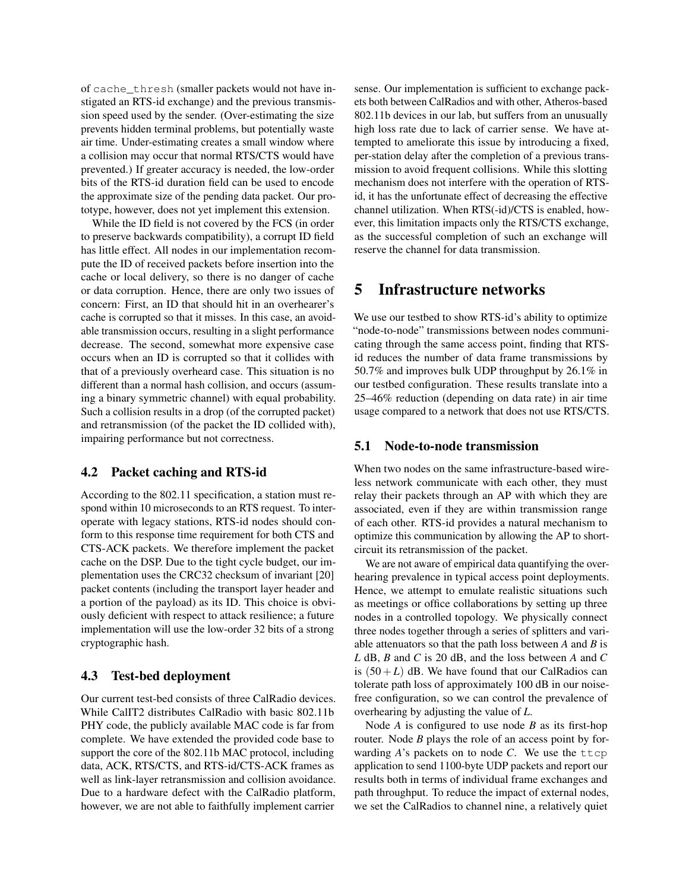of `cache_thresh` (smaller packets would not have instigated an RTS-id exchange) and the previous transmission speed used by the sender. (Over-estimating the size prevents hidden terminal problems, but potentially waste air time. Under-estimating creates a small window where a collision may occur that normal RTS/CTS would have prevented.) If greater accuracy is needed, the low-order bits of the RTS-id duration field can be used to encode the approximate size of the pending data packet. Our prototype, however, does not yet implement this extension.

While the ID field is not covered by the FCS (in order to preserve backwards compatibility), a corrupt ID field has little effect. All nodes in our implementation recompute the ID of received packets before insertion into the cache or local delivery, so there is no danger of cache or data corruption. Hence, there are only two issues of concern: First, an ID that should hit in an overhearer's cache is corrupted so that it misses. In this case, an avoidable transmission occurs, resulting in a slight performance decrease. The second, somewhat more expensive case occurs when an ID is corrupted so that it collides with that of a previously overheard case. This situation is no different than a normal hash collision, and occurs (assuming a binary symmetric channel) with equal probability. Such a collision results in a drop (of the corrupted packet) and retransmission (of the packet the ID collided with), impairing performance but not correctness.

### 4.2 Packet caching and RTS-id

According to the 802.11 specification, a station must respond within 10 microseconds to an RTS request. To interoperate with legacy stations, RTS-id nodes should conform to this response time requirement for both CTS and CTS-ACK packets. We therefore implement the packet cache on the DSP. Due to the tight cycle budget, our implementation uses the CRC32 checksum of invariant [20] packet contents (including the transport layer header and a portion of the payload) as its ID. This choice is obviously deficient with respect to attack resilience; a future implementation will use the low-order 32 bits of a strong cryptographic hash.

### 4.3 Test-bed deployment

Our current test-bed consists of three CalRadio devices. While CalIT2 distributes CalRadio with basic 802.11b PHY code, the publicly available MAC code is far from complete. We have extended the provided code base to support the core of the 802.11b MAC protocol, including data, ACK, RTS/CTS, and RTS-id/CTS-ACK frames as well as link-layer retransmission and collision avoidance. Due to a hardware defect with the CalRadio platform, however, we are not able to faithfully implement carrier sense. Our implementation is sufficient to exchange packets both between CalRadios and with other, Atheros-based 802.11b devices in our lab, but suffers from an unusually high loss rate due to lack of carrier sense. We have attempted to ameliorate this issue by introducing a fixed, per-station delay after the completion of a previous transmission to avoid frequent collisions. While this slotting mechanism does not interfere with the operation of RTS-id, it has the unfortunate effect of decreasing the effective channel utilization. When RTS(-id)/CTS is enabled, however, this limitation impacts only the RTS/CTS exchange, as the successful completion of such an exchange will reserve the channel for data transmission.

## 5 Infrastructure networks

We use our testbed to show RTS-id's ability to optimize "node-to-node" transmissions between nodes communicating through the same access point, finding that RTS-id reduces the number of data frame transmissions by 50.7% and improves bulk UDP throughput by 26.1% in our testbed configuration. These results translate into a 25–46% reduction (depending on data rate) in air time usage compared to a network that does not use RTS/CTS.

### 5.1 Node-to-node transmission

When two nodes on the same infrastructure-based wireless network communicate with each other, they must relay their packets through an AP with which they are associated, even if they are within transmission range of each other. RTS-id provides a natural mechanism to optimize this communication by allowing the AP to short-circuit its retransmission of the packet.

We are not aware of empirical data quantifying the overhearing prevalence in typical access point deployments. Hence, we attempt to emulate realistic situations such as meetings or office collaborations by setting up three nodes in a controlled topology. We physically connect three nodes together through a series of splitters and variable attenuators so that the path loss between $A$ and $B$ is $L$ dB, $B$ and $C$ is 20 dB, and the loss between $A$ and $C$ is $(50+L)$ dB. We have found that our CalRadios can tolerate path loss of approximately 100 dB in our noise-free configuration, so we can control the prevalence of overhearing by adjusting the value of $L$.

Node $A$ is configured to use node $B$ as its first-hop router. Node $B$ plays the role of an access point by forwarding $A$'s packets on to node $C$. We use the `ttcp` application to send 1100-byte UDP packets and report our results both in terms of individual frame exchanges and path throughput. To reduce the impact of external nodes, we set the CalRadios to channel nine, a relatively quiet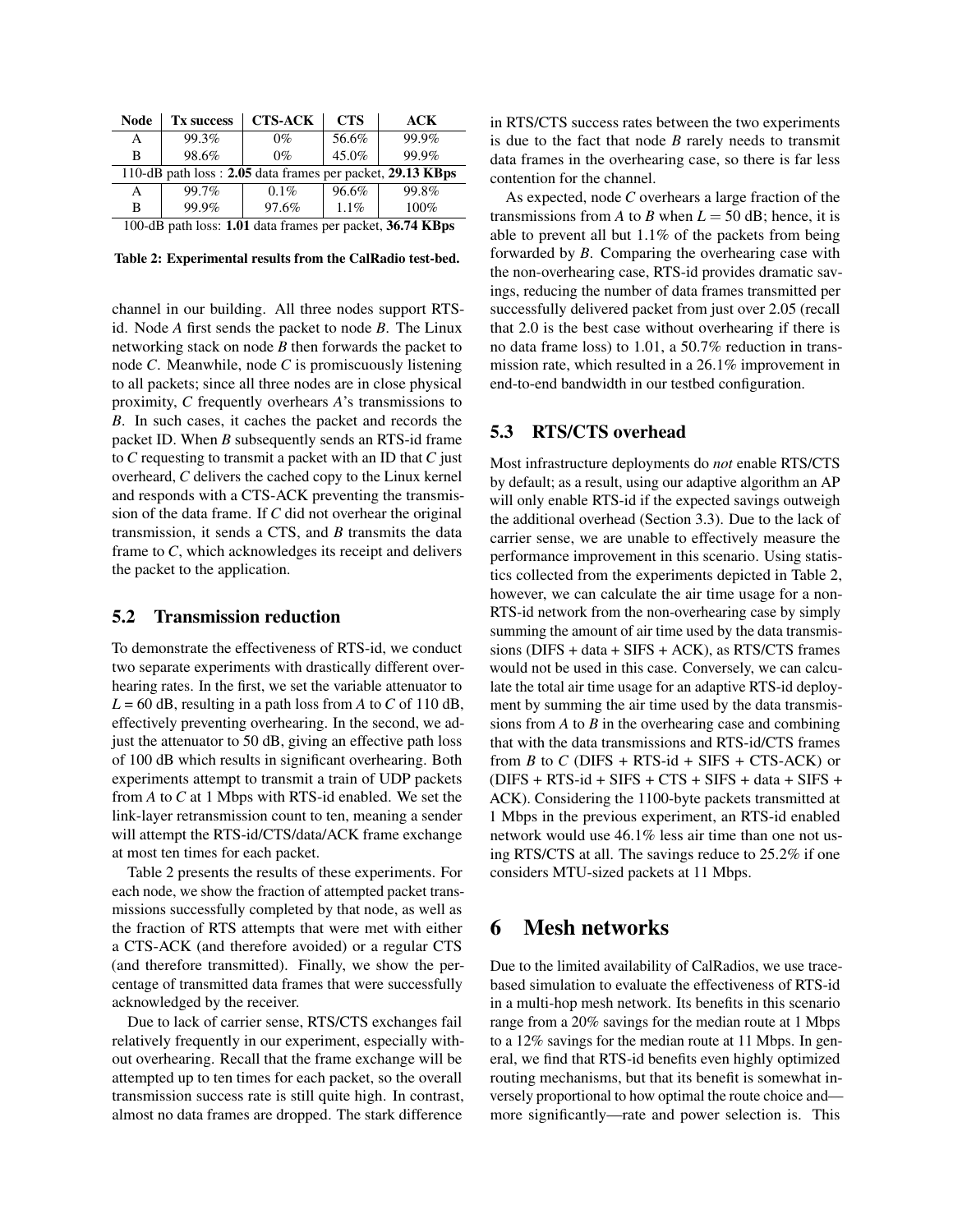| Node | Tx success | CTS-ACK | CTS | ACK |
|---|---|---|---|---|
| A | 99.3% | 0% | 56.6% | 99.9% |
| B | 98.6% | 0% | 45.0% | 99.9% |
| 110-dB path loss : **2.05** data frames per packet, **29.13 KBps** | | | | |
| A | 99.7% | 0.1% | 96.6% | 99.8% |
| B | 99.9% | 97.6% | 1.1% | 100% |
| 100-dB path loss: **1.01** data frames per packet, **36.74 KBps** | | | | |

**Table 2: Experimental results from the CalRadio test-bed.**

channel in our building. All three nodes support RTS-id. Node *A* first sends the packet to node *B*. The Linux networking stack on node *B* then forwards the packet to node *C*. Meanwhile, node *C* is promiscuously listening to all packets; since all three nodes are in close physical proximity, *C* frequently overhears *A*'s transmissions to *B*. In such cases, it caches the packet and records the packet ID. When *B* subsequently sends an RTS-id frame to *C* requesting to transmit a packet with an ID that *C* just overheard, *C* delivers the cached copy to the Linux kernel and responds with a CTS-ACK preventing the transmission of the data frame. If *C* did not overhear the original transmission, it sends a CTS, and *B* transmits the data frame to *C*, which acknowledges its receipt and delivers the packet to the application.

## 5.2 Transmission reduction

To demonstrate the effectiveness of RTS-id, we conduct two separate experiments with drastically different overhearing rates. In the first, we set the variable attenuator to $L = 60$ dB, resulting in a path loss from *A* to *C* of 110 dB, effectively preventing overhearing. In the second, we adjust the attenuator to 50 dB, giving an effective path loss of 100 dB which results in significant overhearing. Both experiments attempt to transmit a train of UDP packets from *A* to *C* at 1 Mbps with RTS-id enabled. We set the link-layer retransmission count to ten, meaning a sender will attempt the RTS-id/CTS/data/ACK frame exchange at most ten times for each packet.

Table 2 presents the results of these experiments. For each node, we show the fraction of attempted packet transmissions successfully completed by that node, as well as the fraction of RTS attempts that were met with either a CTS-ACK (and therefore avoided) or a regular CTS (and therefore transmitted). Finally, we show the percentage of transmitted data frames that were successfully acknowledged by the receiver.

Due to lack of carrier sense, RTS/CTS exchanges fail relatively frequently in our experiment, especially without overhearing. Recall that the frame exchange will be attempted up to ten times for each packet, so the overall transmission success rate is still quite high. In contrast, almost no data frames are dropped. The stark difference in RTS/CTS success rates between the two experiments is due to the fact that node *B* rarely needs to transmit data frames in the overhearing case, so there is far less contention for the channel.

As expected, node *C* overhears a large fraction of the transmissions from *A* to *B* when $L = 50$ dB; hence, it is able to prevent all but 1.1% of the packets from being forwarded by *B*. Comparing the overhearing case with the non-overhearing case, RTS-id provides dramatic savings, reducing the number of data frames transmitted per successfully delivered packet from just over 2.05 (recall that 2.0 is the best case without overhearing if there is no data frame loss) to 1.01, a 50.7% reduction in transmission rate, which resulted in a 26.1% improvement in end-to-end bandwidth in our testbed configuration.

## 5.3 RTS/CTS overhead

Most infrastructure deployments do *not* enable RTS/CTS by default; as a result, using our adaptive algorithm an AP will only enable RTS-id if the expected savings outweigh the additional overhead (Section 3.3). Due to the lack of carrier sense, we are unable to effectively measure the performance improvement in this scenario. Using statistics collected from the experiments depicted in Table 2, however, we can calculate the air time usage for a non-RTS-id network from the non-overhearing case by simply summing the amount of air time used by the data transmissions (DIFS + data + SIFS + ACK), as RTS/CTS frames would not be used in this case. Conversely, we can calculate the total air time usage for an adaptive RTS-id deployment by summing the air time used by the data transmissions from *A* to *B* in the overhearing case and combining that with the data transmissions and RTS-id/CTS frames from *B* to *C* (DIFS + RTS-id + SIFS + CTS-ACK) or (DIFS + RTS-id + SIFS + CTS + SIFS + data + SIFS + ACK). Considering the 1100-byte packets transmitted at 1 Mbps in the previous experiment, an RTS-id enabled network would use 46.1% less air time than one not using RTS/CTS at all. The savings reduce to 25.2% if one considers MTU-sized packets at 11 Mbps.

# 6 Mesh networks

Due to the limited availability of CalRadios, we use trace-based simulation to evaluate the effectiveness of RTS-id in a multi-hop mesh network. Its benefits in this scenario range from a 20% savings for the median route at 1 Mbps to a 12% savings for the median route at 11 Mbps. In general, we find that RTS-id benefits even highly optimized routing mechanisms, but that its benefit is somewhat inversely proportional to how optimal the route choice and—more significantly—rate and power selection is. This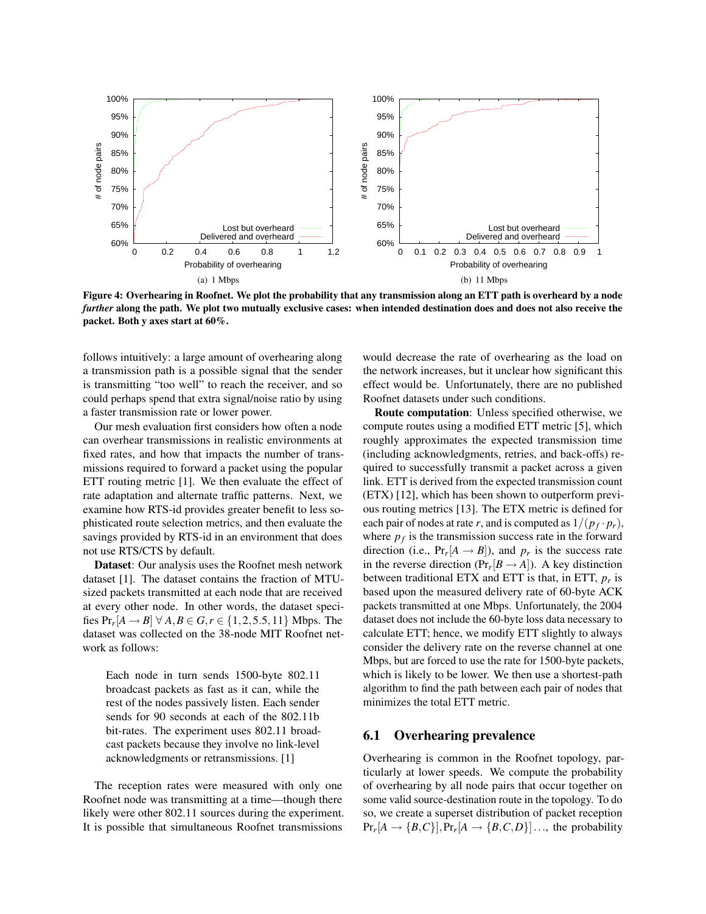**Figure 4: Overheaing in Roofnet. We plot the probability that any transmission along an ETT path is overheard by a node *further* along the path. We plot two mutually exclusive cases: when intended destination does and does not also receive the packet. Both y axes start at 60%.**

(a) 1 Mbps

(b) 11 Mbps

follows intuitively: a large amount of overhearing along a transmission path is a possible signal that the sender is transmitting "too well" to reach the receiver, and so could perhaps spend that extra signal/noise ratio by using a faster transmission rate or lower power.

Our mesh evaluation first considers how often a node can overhear transmissions in realistic environments at fixed rates, and how that impacts the number of transmissions required to forward a packet using the popular ETT routing metric [1]. We then evaluate the effect of rate adaptation and alternate traffic patterns. Next, we examine how RTS-id provides greater benefit to less sophisticated route selection metrics, and then evaluate the savings provided by RTS-id in an environment that does not use RTS/CTS by default.

**Dataset**: Our analysis uses the Roofnet mesh network dataset [1]. The dataset contains the fraction of MTU-sized packets transmitted at each node that are received at every other node. In other words, the dataset specifies $\Pr_r[A \rightarrow B]\ \forall A,B \in G, r \in \{1,2,5.5,11\}$ Mbps. The dataset was collected on the 38-node MIT Roofnet network as follows:

> Each node in turn sends 1500-byte 802.11 broadcast packets as fast as it can, while the rest of the nodes passively listen. Each sender sends for 90 seconds at each of the 802.11b bit-rates. The experiment uses 802.11 broadcast packets because they involve no link-level acknowledgments or retransmissions. [1]

The reception rates were measured with only one Roofnet node was transmitting at a time—though there likely were other 802.11 sources during the experiment. It is possible that simultaneous Roofnet transmissions would decrease the rate of overhearing as the load on the network increases, but it unclear how significant this effect would be. Unfortunately, there are no published Roofnet datasets under such conditions.

**Route computation**: Unless specified otherwise, we compute routes using a modified ETT metric [5], which roughly approximates the expected transmission time (including acknowledgments, retries, and back-offs) required to successfully transmit a packet across a given link. ETT is derived from the expected transmission count (ETX) [12], which has been shown to outperform previous routing metrics [13]. The ETX metric is defined for each pair of nodes at rate $r$, and is computed as $1/(p_f \cdot p_r)$, where $p_f$ is the transmission success rate in the forward direction (i.e., $\Pr_r[A \rightarrow B]$), and $p_r$ is the success rate in the reverse direction ($\Pr_r[B \rightarrow A]$). A key distinction between traditional ETX and ETT is that, in ETT, $p_r$ is based upon the measured delivery rate of 60-byte ACK packets transmitted at one Mbps. Unfortunately, the 2004 dataset does not include the 60-byte loss data necessary to calculate ETT; hence, we modify ETT slightly to always consider the delivery rate on the reverse channel at one Mbps, but are forced to use the rate for 1500-byte packets, which is likely to be lower. We then use a shortest-path algorithm to find the path between each pair of nodes that minimizes the total ETT metric.

## 6.1 Overhearing prevalence

Overhearing is common in the Roofnet topology, particularly at lower speeds. We compute the probability of overhearing by all node pairs that occur together on some valid source-destination route in the topology. To do so, we create a superset distribution of packet reception $\Pr_r[A \rightarrow \{B,C\}], \Pr_r[A \rightarrow \{B,C,D\}] \ldots$, the probability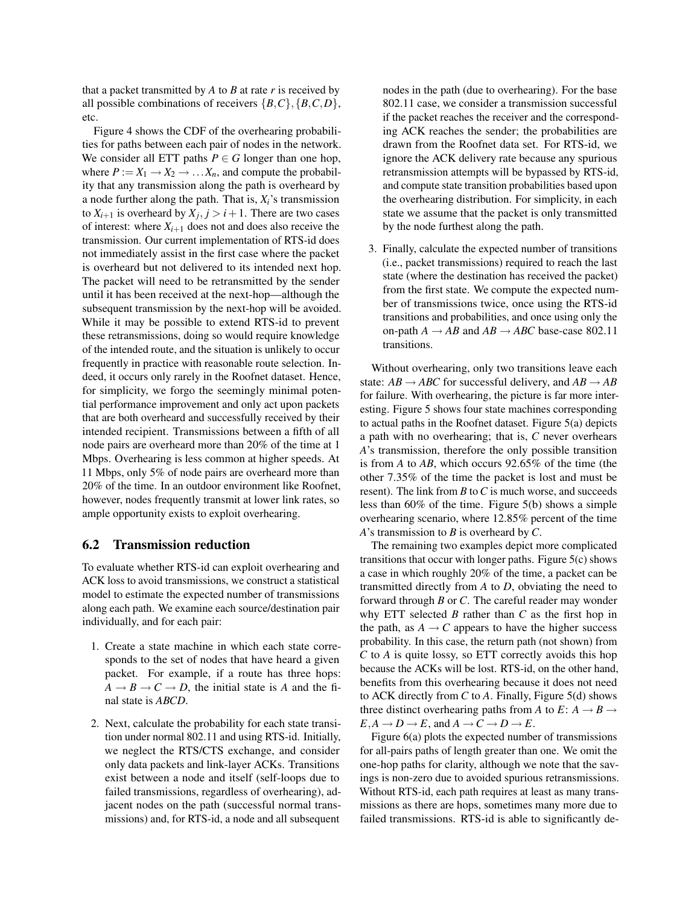that a packet transmitted by $A$ to $B$ at rate $r$ is received by all possible combinations of receivers $\{B,C\}, \{B,C,D\}$, etc.

Figure 4 shows the CDF of the overhearing probabilities for paths between each pair of nodes in the network. We consider all ETT paths $P \in G$ longer than one hop, where $P := X_1 \rightarrow X_2 \rightarrow \ldots X_n$, and compute the probability that any transmission along the path is overheard by a node further along the path. That is, $X_i$'s transmission to $X_{i+1}$ is overheard by $X_j, j > i+1$. There are two cases of interest: where $X_{i+1}$ does not and does also receive the transmission. Our current implementation of RTS-id does not immediately assist in the first case where the packet is overheard but not delivered to its intended next hop. The packet will need to be retransmitted by the sender until it has been received at the next-hop—although the subsequent transmission by the next-hop will be avoided. While it may be possible to extend RTS-id to prevent these retransmissions, doing so would require knowledge of the intended route, and the situation is unlikely to occur frequently in practice with reasonable route selection. Indeed, it occurs only rarely in the Roofnet dataset. Hence, for simplicity, we forgo the seemingly minimal potential performance improvement and only act upon packets that are both overheard and successfully received by their intended recipient. Transmissions between a fifth of all node pairs are overheard more than 20% of the time at 1 Mbps. Overhearing is less common at higher speeds. At 11 Mbps, only 5% of node pairs are overheard more than 20% of the time. In an outdoor environment like Roofnet, however, nodes frequently transmit at lower link rates, so ample opportunity exists to exploit overhearing.

## 6.2 Transmission reduction

To evaluate whether RTS-id can exploit overhearing and ACK loss to avoid transmissions, we construct a statistical model to estimate the expected number of transmissions along each path. We examine each source/destination pair individually, and for each pair:

1. Create a state machine in which each state corresponds to the set of nodes that have heard a given packet. For example, if a route has three hops: $A \rightarrow B \rightarrow C \rightarrow D$, the initial state is $A$ and the final state is *ABCD*.
2. Next, calculate the probability for each state transition under normal 802.11 and using RTS-id. Initially, we neglect the RTS/CTS exchange, and consider only data packets and link-layer ACKs. Transitions exist between a node and itself (self-loops due to failed transmissions, regardless of overhearing), adjacent nodes on the path (successful normal transmissions) and, for RTS-id, a node and all subsequent nodes in the path (due to overhearing). For the base 802.11 case, we consider a transmission successful if the packet reaches the receiver and the corresponding ACK reaches the sender; the probabilities are drawn from the Roofnet data set. For RTS-id, we ignore the ACK delivery rate because any spurious retransmission attempts will be bypassed by RTS-id, and compute state transition probabilities based upon the overhearing distribution. For simplicity, in each state we assume that the packet is only transmitted by the node furthest along the path.
3. Finally, calculate the expected number of transitions (i.e., packet transmissions) required to reach the last state (where the destination has received the packet) from the first state. We compute the expected number of transmissions twice, once using the RTS-id transitions and probabilities, and once using only the on-path $A \rightarrow AB$ and $AB \rightarrow ABC$ base-case 802.11 transitions.

Without overhearing, only two transitions leave each state: $AB \rightarrow ABC$ for successful delivery, and $AB \rightarrow AB$ for failure. With overhearing, the picture is far more interesting. Figure 5 shows four state machines corresponding to actual paths in the Roofnet dataset. Figure 5(a) depicts a path with no overhearing; that is, $C$ never overhears $A$'s transmission, therefore the only possible transition is from $A$ to $AB$, which occurs 92.65% of the time (the other 7.35% of the time the packet is lost and must be resent). The link from $B$ to $C$ is much worse, and succeeds less than 60% of the time. Figure 5(b) shows a simple overhearing scenario, where 12.85% percent of the time $A$'s transmission to $B$ is overheard by $C$.

The remaining two examples depict more complicated transitions that occur with longer paths. Figure 5(c) shows a case in which roughly 20% of the time, a packet can be transmitted directly from $A$ to $D$, obviating the need to forward through $B$ or $C$. The careful reader may wonder why ETT selected $B$ rather than $C$ as the first hop in the path, as $A \rightarrow C$ appears to have the higher success probability. In this case, the return path (not shown) from $C$ to $A$ is quite lossy, so ETT correctly avoids this hop because the ACKs will be lost. RTS-id, on the other hand, benefits from this overhearing because it does not need to ACK directly from $C$ to $A$. Finally, Figure 5(d) shows three distinct overhearing paths from $A$ to $E$: $A \rightarrow B \rightarrow E, A \rightarrow D \rightarrow E$, and $A \rightarrow C \rightarrow D \rightarrow E$.

Figure 6(a) plots the expected number of transmissions for all-pairs paths of length greater than one. We omit the one-hop paths for clarity, although we note that the savings is non-zero due to avoided spurious retransmissions. Without RTS-id, each path requires at least as many transmissions as there are hops, sometimes many more due to failed transmissions. RTS-id is able to significantly de-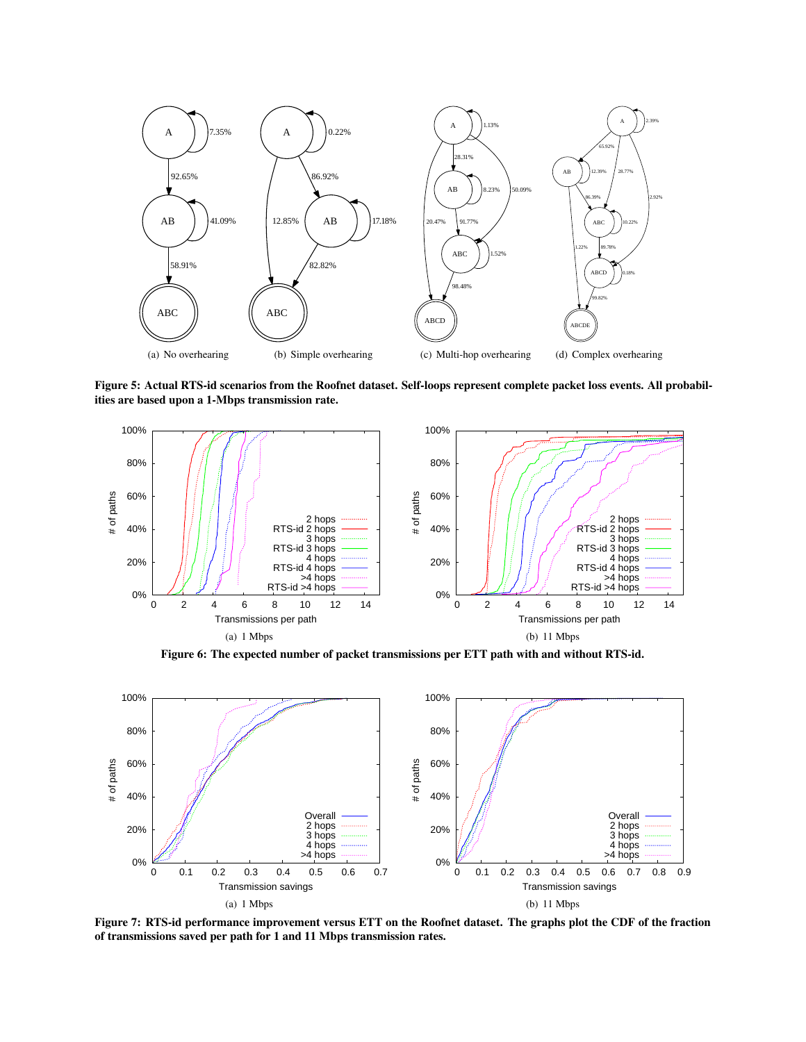(a) No overhearing (b) Simple overhearing (c) Multi-hop overhearing (d) Complex overhearing

**Figure 5: Actual RTS-id scenarios from the Roofnet dataset. Self-loops represent complete packet loss events. All probabilities are based upon a 1-Mbps transmission rate.**

(a) 1 Mbps (b) 11 Mbps

**Figure 6: The expected number of packet transmissions per ETT path with and without RTS-id.**

(a) 1 Mbps (b) 11 Mbps

**Figure 7: RTS-id performance improvement versus ETT on the Roofnet dataset. The graphs plot the CDF of the fraction of transmissions saved per path for 1 and 11 Mbps transmission rates.**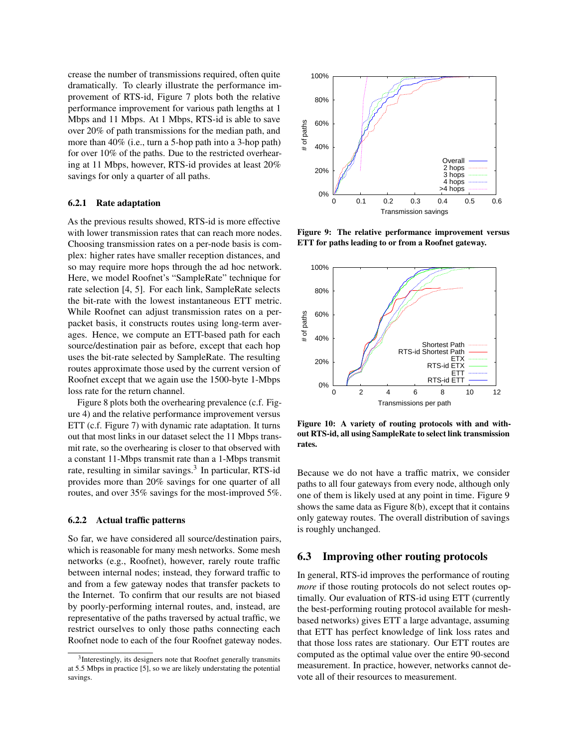crease the number of transmissions required, often quite dramatically. To clearly illustrate the performance improvement of RTS-id, Figure 7 plots both the relative performance improvement for various path lengths at 1 Mbps and 11 Mbps. At 1 Mbps, RTS-id is able to save over 20% of path transmissions for the median path, and more than 40% (i.e., turn a 5-hop path into a 3-hop path) for over 10% of the paths. Due to the restricted overhearing at 11 Mbps, however, RTS-id provides at least 20% savings for only a quarter of all paths.

### 6.2.1 Rate adaptation

As the previous results showed, RTS-id is more effective with lower transmission rates that can reach more nodes. Choosing transmission rates on a per-node basis is complex: higher rates have smaller reception distances, and so may require more hops through the ad hoc network. Here, we model Roofnet's "SampleRate" technique for rate selection [4, 5]. For each link, SampleRate selects the bit-rate with the lowest instantaneous ETT metric. While Roofnet can adjust transmission rates on a per-packet basis, it constructs routes using long-term averages. Hence, we compute an ETT-based path for each source/destination pair as before, except that each hop uses the bit-rate selected by SampleRate. The resulting routes approximate those used by the current version of Roofnet except that we again use the 1500-byte 1-Mbps loss rate for the return channel.

Figure 8 plots both the overhearing prevalence (c.f. Figure 4) and the relative performance improvement versus ETT (c.f. Figure 7) with dynamic rate adaptation. It turns out that most links in our dataset select the 11 Mbps transmit rate, so the overhearing is closer to that observed with a constant 11-Mbps transmit rate than a 1-Mbps transmit rate, resulting in similar savings.[3] In particular, RTS-id provides more than 20% savings for one quarter of all routes, and over 35% savings for the most-improved 5%.

### 6.2.2 Actual traffic patterns

So far, we have considered all source/destination pairs, which is reasonable for many mesh networks. Some mesh networks (e.g., Roofnet), however, rarely route traffic between internal nodes; instead, they forward traffic to and from a few gateway nodes that transfer packets to the Internet. To confirm that our results are not biased by poorly-performing internal routes, and, instead, are representative of the paths traversed by actual traffic, we restrict ourselves to only those paths connecting each Roofnet node to each of the four Roofnet gateway nodes.

[3] Interestingly, its designers note that Roofnet generally transmits at 5.5 Mbps in practice [5], so we are likely understating the potential savings.

**Figure 9: The relative performance improvement versus ETT for paths leading to or from a Roofnet gateway.**

**Figure 10: A variety of routing protocols with and without RTS-id, all using SampleRate to select link transmission rates.**

Because we do not have a traffic matrix, we consider paths to all four gateways from every node, although only one of them is likely used at any point in time. Figure 9 shows the same data as Figure 8(b), except that it contains only gateway routes. The overall distribution of savings is roughly unchanged.

## 6.3 Improving other routing protocols

In general, RTS-id improves the performance of routing *more* if those routing protocols do not select routes optimally. Our evaluation of RTS-id using ETT (currently the best-performing routing protocol available for mesh-based networks) gives ETT a large advantage, assuming that ETT has perfect knowledge of link loss rates and that those loss rates are stationary. Our ETT routes are computed as the optimal value over the entire 90-second measurement. In practice, however, networks cannot devote all of their resources to measurement.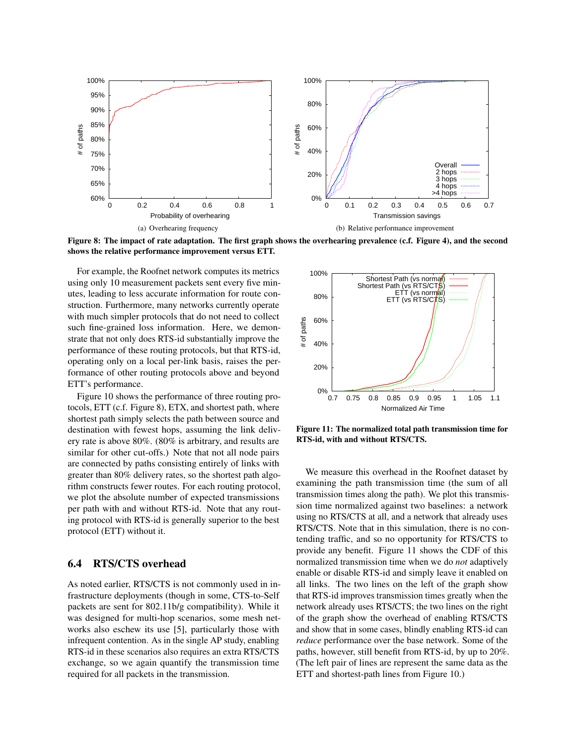(a) Overhearing frequency

(b) Relative performance improvement

**Figure 8: The impact of rate adaptation. The first graph shows the overhearing prevalence (c.f. Figure 4), and the second shows the relative performance improvement versus ETT.**

For example, the Roofnet network computes its metrics using only 10 measurement packets sent every five minutes, leading to less accurate information for route construction. Furthermore, many networks currently operate with much simpler protocols that do not need to collect such fine-grained loss information. Here, we demonstrate that not only does RTS-id substantially improve the performance of these routing protocols, but that RTS-id, operating only on a local per-link basis, raises the performance of other routing protocols above and beyond ETT's performance.

Figure 10 shows the performance of three routing protocols, ETT (c.f. Figure 8), ETX, and shortest path, where shortest path simply selects the path between source and destination with fewest hops, assuming the link delivery rate is above 80%. (80% is arbitrary, and results are similar for other cut-offs.) Note that not all node pairs are connected by paths consisting entirely of links with greater than 80% delivery rates, so the shortest path algorithm constructs fewer routes. For each routing protocol, we plot the absolute number of expected transmissions per path with and without RTS-id. Note that any routing protocol with RTS-id is generally superior to the best protocol (ETT) without it.

## 6.4 RTS/CTS overhead

As noted earlier, RTS/CTS is not commonly used in infrastructure deployments (though in some, CTS-to-Self packets are sent for 802.11b/g compatibility). While it was designed for multi-hop scenarios, some mesh networks also eschew its use [5], particularly those with infrequent contention. As in the single AP study, enabling RTS-id in these scenarios also requires an extra RTS/CTS exchange, so we again quantify the transmission time required for all packets in the transmission.

**Figure 11: The normalized total path transmission time for RTS-id, with and without RTS/CTS.**

We measure this overhead in the Roofnet dataset by examining the path transmission time (the sum of all transmission times along the path). We plot this transmission time normalized against two baselines: a network using no RTS/CTS at all, and a network that already uses RTS/CTS. Note that in this simulation, there is no contending traffic, and so no opportunity for RTS/CTS to provide any benefit. Figure 11 shows the CDF of this normalized transmission time when we do *not* adaptively enable or disable RTS-id and simply leave it enabled on all links. The two lines on the left of the graph show that RTS-id improves transmission times greatly when the network already uses RTS/CTS; the two lines on the right of the graph show the overhead of enabling RTS/CTS and show that in some cases, blindly enabling RTS-id can *reduce* performance over the base network. Some of the paths, however, still benefit from RTS-id, by up to 20%. (The left pair of lines are represent the same data as the ETT and shortest-path lines from Figure 10.)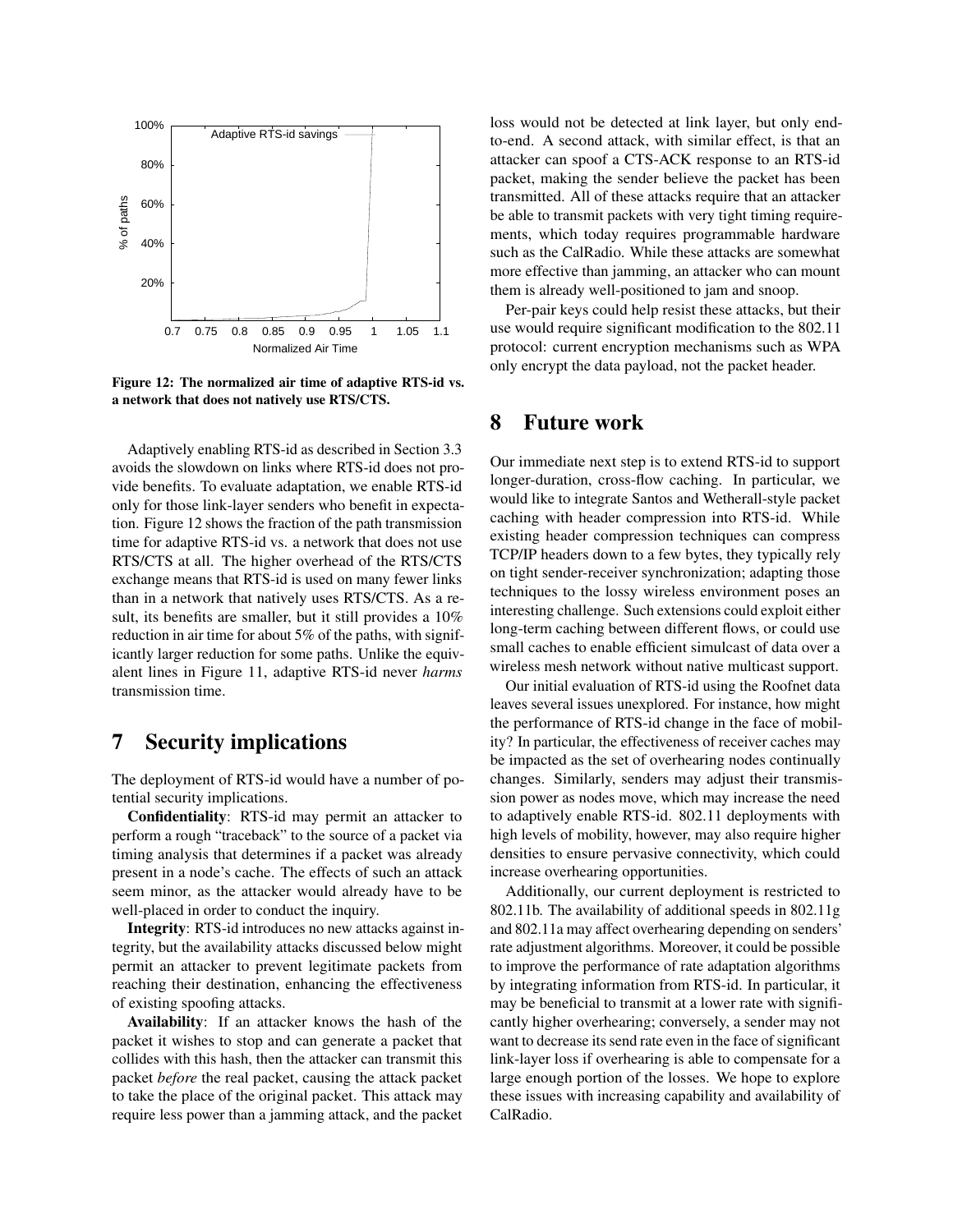Figure 12: The normalized air time of adaptive RTS-id vs. a network that does not natively use RTS/CTS.

Adaptively enabling RTS-id as described in Section 3.3 avoids the slowdown on links where RTS-id does not provide benefits. To evaluate adaptation, we enable RTS-id only for those link-layer senders who benefit in expectation. Figure 12 shows the fraction of the path transmission time for adaptive RTS-id vs. a network that does not use RTS/CTS at all. The higher overhead of the RTS/CTS exchange means that RTS-id is used on many fewer links than in a network that natively uses RTS/CTS. As a result, its benefits are smaller, but it still provides a 10% reduction in air time for about 5% of the paths, with significantly larger reduction for some paths. Unlike the equivalent lines in Figure 11, adaptive RTS-id never *harms* transmission time.

# 7 Security implications

The deployment of RTS-id would have a number of potential security implications.

**Confidentiality**: RTS-id may permit an attacker to perform a rough "traceback" to the source of a packet via timing analysis that determines if a packet was already present in a node's cache. The effects of such an attack seem minor, as the attacker would already have to be well-placed in order to conduct the inquiry.

**Integrity**: RTS-id introduces no new attacks against integrity, but the availability attacks discussed below might permit an attacker to prevent legitimate packets from reaching their destination, enhancing the effectiveness of existing spoofing attacks.

**Availability**: If an attacker knows the hash of the packet it wishes to stop and can generate a packet that collides with this hash, then the attacker can transmit this packet *before* the real packet, causing the attack packet to take the place of the original packet. This attack may require less power than a jamming attack, and the packet loss would not be detected at link layer, but only end-to-end. A second attack, with similar effect, is that an attacker can spoof a CTS-ACK response to an RTS-id packet, making the sender believe the packet has been transmitted. All of these attacks require that an attacker be able to transmit packets with very tight timing requirements, which today requires programmable hardware such as the CalRadio. While these attacks are somewhat more effective than jamming, an attacker who can mount them is already well-positioned to jam and snoop.

Per-pair keys could help resist these attacks, but their use would require significant modification to the 802.11 protocol: current encryption mechanisms such as WPA only encrypt the data payload, not the packet header.

# 8 Future work

Our immediate next step is to extend RTS-id to support longer-duration, cross-flow caching. In particular, we would like to integrate Santos and Wetherall-style packet caching with header compression into RTS-id. While existing header compression techniques can compress TCP/IP headers down to a few bytes, they typically rely on tight sender-receiver synchronization; adapting those techniques to the lossy wireless environment poses an interesting challenge. Such extensions could exploit either long-term caching between different flows, or could use small caches to enable efficient simulcast of data over a wireless mesh network without native multicast support.

Our initial evaluation of RTS-id using the Roofnet data leaves several issues unexplored. For instance, how might the performance of RTS-id change in the face of mobility? In particular, the effectiveness of receiver caches may be impacted as the set of overhearing nodes continually changes. Similarly, senders may adjust their transmission power as nodes move, which may increase the need to adaptively enable RTS-id. 802.11 deployments with high levels of mobility, however, may also require higher densities to ensure pervasive connectivity, which could increase overhearing opportunities.

Additionally, our current deployment is restricted to 802.11b. The availability of additional speeds in 802.11g and 802.11a may affect overhearing depending on senders' rate adjustment algorithms. Moreover, it could be possible to improve the performance of rate adaptation algorithms by integrating information from RTS-id. In particular, it may be beneficial to transmit at a lower rate with significantly higher overhearing; conversely, a sender may not want to decrease its send rate even in the face of significant link-layer loss if overhearing is able to compensate for a large enough portion of the losses. We hope to explore these issues with increasing capability and availability of CalRadio.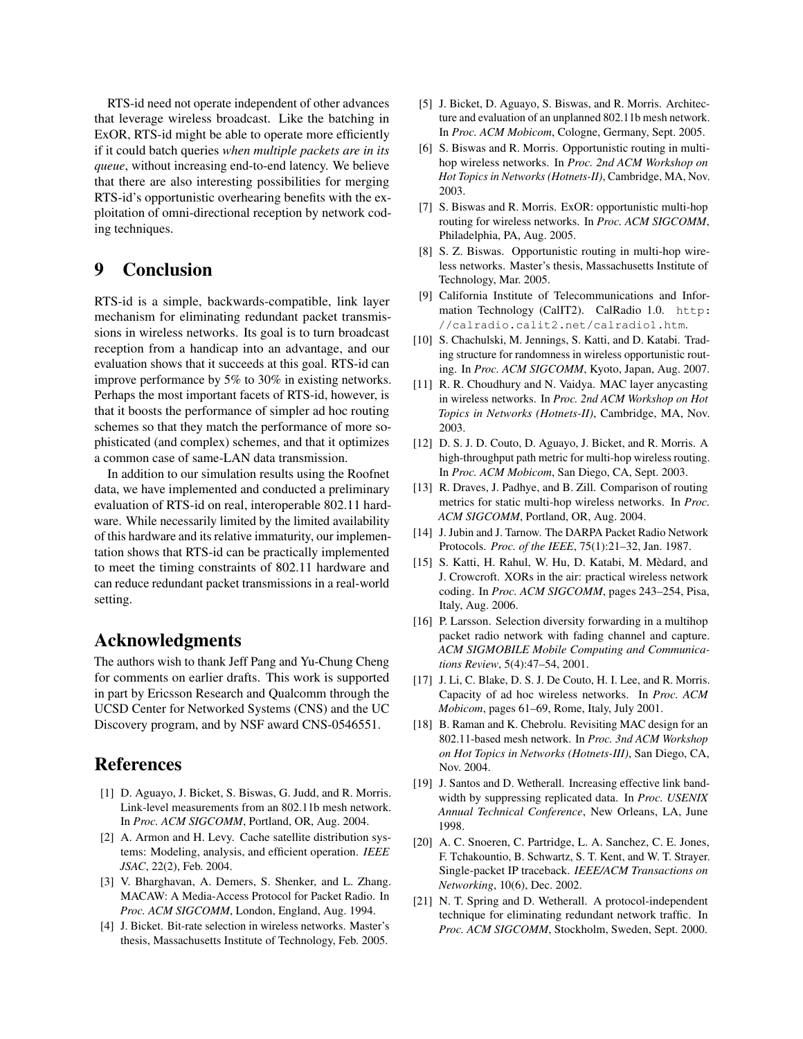RTS-id need not operate independent of other advances that leverage wireless broadcast. Like the batching in ExOR, RTS-id might be able to operate more efficiently if it could batch queries *when multiple packets are in its queue*, without increasing end-to-end latency. We believe that there are also interesting possibilities for merging RTS-id's opportunistic overhearing benefits with the exploitation of omni-directional reception by network coding techniques.

## 9 Conclusion

RTS-id is a simple, backwards-compatible, link layer mechanism for eliminating redundant packet transmissions in wireless networks. Its goal is to turn broadcast reception from a handicap into an advantage, and our evaluation shows that it succeeds at this goal. RTS-id can improve performance by 5% to 30% in existing networks. Perhaps the most important facets of RTS-id, however, is that it boosts the performance of simpler ad hoc routing schemes so that they match the performance of more sophisticated (and complex) schemes, and that it optimizes a common case of same-LAN data transmission.

In addition to our simulation results using the Roofnet data, we have implemented and conducted a preliminary evaluation of RTS-id on real, interoperable 802.11 hardware. While necessarily limited by the limited availability of this hardware and its relative immaturity, our implementation shows that RTS-id can be practically implemented to meet the timing constraints of 802.11 hardware and can reduce redundant packet transmissions in a real-world setting.

## Acknowledgments

The authors wish to thank Jeff Pang and Yu-Chung Cheng for comments on earlier drafts. This work is supported in part by Ericsson Research and Qualcomm through the UCSD Center for Networked Systems (CNS) and the UC Discovery program, and by NSF award CNS-0546551.

## References

[1] D. Aguayo, J. Bicket, S. Biswas, G. Judd, and R. Morris. Link-level measurements from an 802.11b mesh network. In *Proc. ACM SIGCOMM*, Portland, OR, Aug. 2004.

[2] A. Armon and H. Levy. Cache satellite distribution systems: Modeling, analysis, and efficient operation. *IEEE JSAC*, 22(2), Feb. 2004.

[3] V. Bharghavan, A. Demers, S. Shenker, and L. Zhang. MACAW: A Media-Access Protocol for Packet Radio. In *Proc. ACM SIGCOMM*, London, England, Aug. 1994.

[4] J. Bicket. Bit-rate selection in wireless networks. Master's thesis, Massachusetts Institute of Technology, Feb. 2005.

[5] J. Bicket, D. Aguayo, S. Biswas, and R. Morris. Architecture and evaluation of an unplanned 802.11b mesh network. In *Proc. ACM Mobicom*, Cologne, Germany, Sept. 2005.

[6] S. Biswas and R. Morris. Opportunistic routing in multihop wireless networks. In *Proc. 2nd ACM Workshop on Hot Topics in Networks (Hotnets-II)*, Cambridge, MA, Nov. 2003.

[7] S. Biswas and R. Morris. ExOR: opportunistic multi-hop routing for wireless networks. In *Proc. ACM SIGCOMM*, Philadelphia, PA, Aug. 2005.

[8] S. Z. Biswas. Opportunistic routing in multi-hop wireless networks. Master's thesis, Massachusetts Institute of Technology, Mar. 2005.

[9] California Institute of Telecommunications and Information Technology (CalIT2). CalRadio 1.0. http://calradio.calit2.net/calradio1.htm.

[10] S. Chachulski, M. Jennings, S. Katti, and D. Katabi. Trading structure for randomness in wireless opportunistic routing. In *Proc. ACM SIGCOMM*, Kyoto, Japan, Aug. 2007.

[11] R. R. Choudhury and N. Vaidya. MAC layer anycasting in wireless networks. In *Proc. 2nd ACM Workshop on Hot Topics in Networks (Hotnets-II)*, Cambridge, MA, Nov. 2003.

[12] D. S. J. D. Couto, D. Aguayo, J. Bicket, and R. Morris. A high-throughput path metric for multi-hop wireless routing. In *Proc. ACM Mobicom*, San Diego, CA, Sept. 2003.

[13] R. Draves, J. Padhye, and B. Zill. Comparison of routing metrics for static multi-hop wireless networks. In *Proc. ACM SIGCOMM*, Portland, OR, Aug. 2004.

[14] J. Jubin and J. Tarnow. The DARPA Packet Radio Network Protocols. *Proc. of the IEEE*, 75(1):21–32, Jan. 1987.

[15] S. Katti, H. Rahul, W. Hu, D. Katabi, M. Mèdard, and J. Crowcroft. XORs in the air: practical wireless network coding. In *Proc. ACM SIGCOMM*, pages 243–254, Pisa, Italy, Aug. 2006.

[16] P. Larsson. Selection diversity forwarding in a multihop packet radio network with fading channel and capture. *ACM SIGMOBILE Mobile Computing and Communications Review*, 5(4):47–54, 2001.

[17] J. Li, C. Blake, D. S. J. De Couto, H. I. Lee, and R. Morris. Capacity of ad hoc wireless networks. In *Proc. ACM Mobicom*, pages 61–69, Rome, Italy, July 2001.

[18] B. Raman and K. Chebrolu. Revisiting MAC design for an 802.11-based mesh network. In *Proc. 3nd ACM Workshop on Hot Topics in Networks (Hotnets-III)*, San Diego, CA, Nov. 2004.

[19] J. Santos and D. Wetherall. Increasing effective link bandwidth by suppressing replicated data. In *Proc. USENIX Annual Technical Conference*, New Orleans, LA, June 1998.

[20] A. C. Snoeren, C. Partridge, L. A. Sanchez, C. E. Jones, F. Tchakountio, B. Schwartz, S. T. Kent, and W. T. Strayer. Single-packet IP traceback. *IEEE/ACM Transactions on Networking*, 10(6), Dec. 2002.

[21] N. T. Spring and D. Wetherall. A protocol-independent technique for eliminating redundant network traffic. In *Proc. ACM SIGCOMM*, Stockholm, Sweden, Sept. 2000.